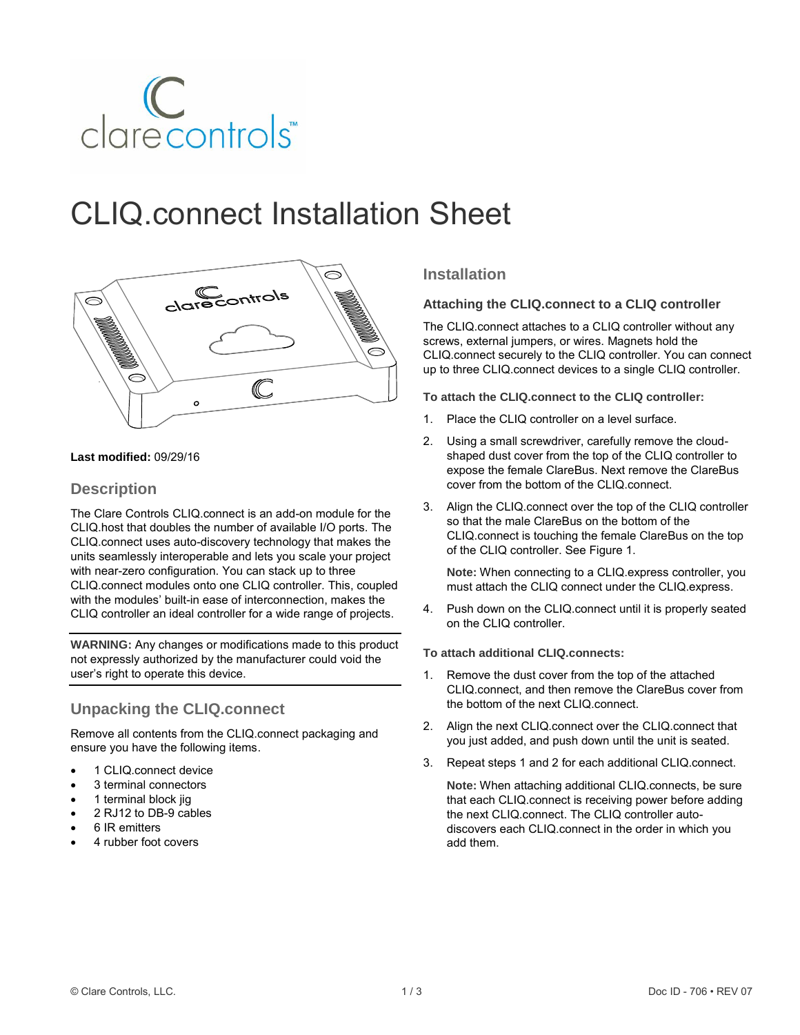# CLIQ.connect Installation Sheet

**Last modified:** 09/29/16

## Description

The Clare Controls CLIQ.connect is an add-on module for the CLIQ.host that doubles the number of available I/O ports. The CLIQ.connect uses auto-discovery technology that makes the units seamlessly interoperable and lets you scale your project with near-zero configuration. You can stack up to three CLIQ.connect modules onto one CLIQ controller. This, coupled with the modules' built-in ease of interconnection, makes the CLIQ controller an ideal controller for a wide range of projects.

**WARNING:** Any changes or modifications made to this product not expressly authorized by the manufacturer could void the user's right to operate this device.

## Unpacking the CLIQ.connect

Remove all contents from the CLIQ.connect packaging and ensure you have the following items.

- 1 CLIQ.connect device
- 3 terminal connectors
- 1 terminal block jig
- 2 RJ12 to DB-9 cables
- 6 IR emitters
- 4 rubber foot covers

## Installation

### Attaching the CLIQ.connect to a CLIQ controller

The CLIQ.connect attaches to a CLIQ controller without any screws, external jumpers, or wires. Magnets hold the CLIQ.connect securely to the CLIQ controller. You can connect up to three CLIQ.connect devices to a single CLIQ controller.

**To attach the CLIQ.connect to the CLIQ controller:**

1. Place the CLIQ controller on a level surface.
2. Using a small screwdriver, carefully remove the cloud-shaped dust cover from the top of the CLIQ controller to expose the female ClareBus. Next remove the ClareBus cover from the bottom of the CLIQ.connect.
3. Align the CLIQ.connect over the top of the CLIQ controller so that the male ClareBus on the bottom of the CLIQ.connect is touching the female ClareBus on the top of the CLIQ controller. See Figure 1.

   **Note:** When connecting to a CLIQ.express controller, you must attach the CLIQ connect under the CLIQ.express.
4. Push down on the CLIQ.connect until it is properly seated on the CLIQ controller.

**To attach additional CLIQ.connects:**

1. Remove the dust cover from the top of the attached CLIQ.connect, and then remove the ClareBus cover from the bottom of the next CLIQ.connect.
2. Align the next CLIQ.connect over the CLIQ.connect that you just added, and push down until the unit is seated.
3. Repeat steps 1 and 2 for each additional CLIQ.connect.

   **Note:** When attaching additional CLIQ.connects, be sure that each CLIQ.connect is receiving power before adding the next CLIQ.connect. The CLIQ controller auto-discovers each CLIQ.connect in the order in which you add them.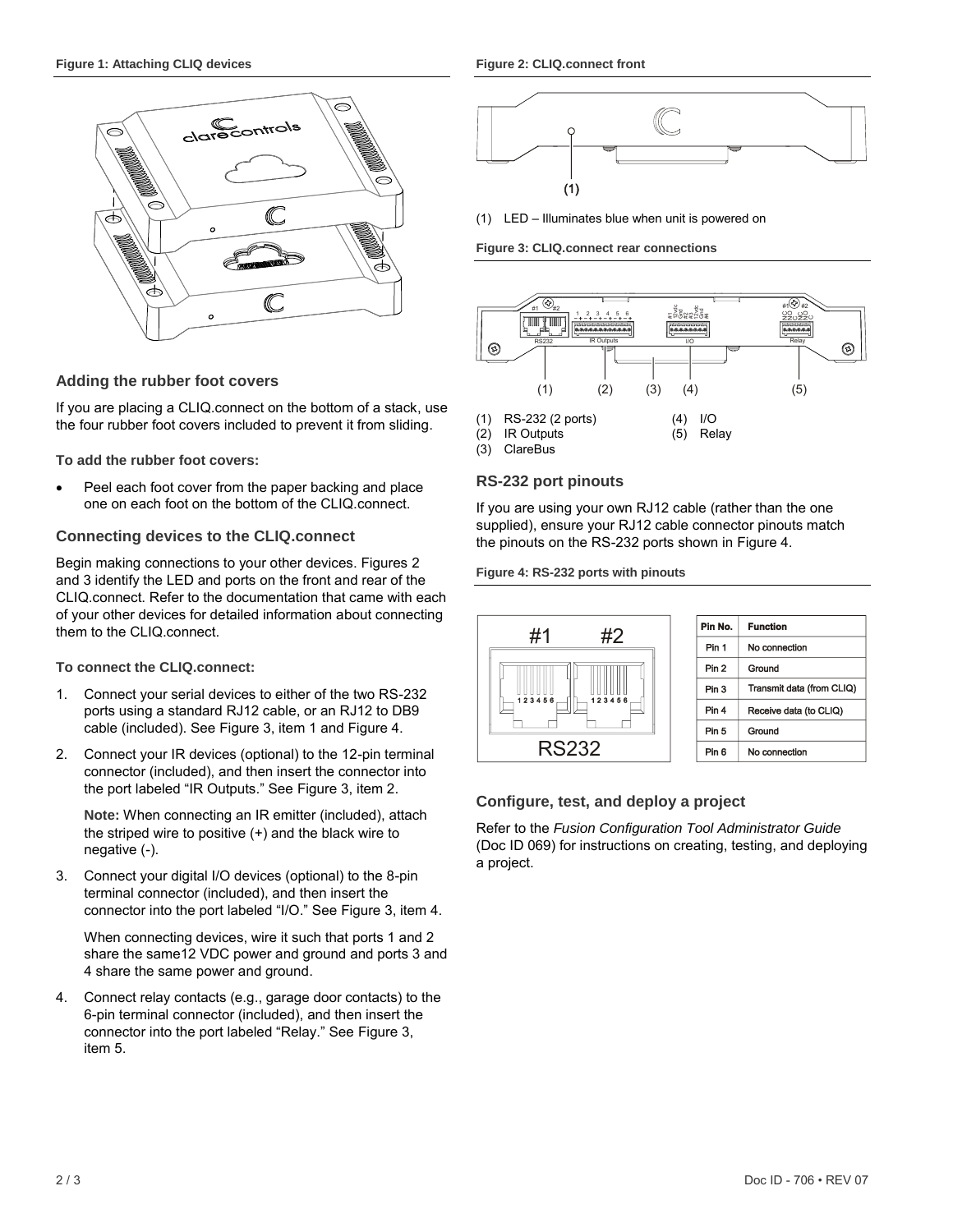**Figure 1: Attaching CLIQ devices**

### Adding the rubber foot covers

If you are placing a CLIQ.connect on the bottom of a stack, use the four rubber foot covers included to prevent it from sliding.

**To add the rubber foot covers:**

- Peel each foot cover from the paper backing and place one on each foot on the bottom of the CLIQ.connect.

### Connecting devices to the CLIQ.connect

Begin making connections to your other devices. Figures 2 and 3 identify the LED and ports on the front and rear of the CLIQ.connect. Refer to the documentation that came with each of your other devices for detailed information about connecting them to the CLIQ.connect.

**To connect the CLIQ.connect:**

1. Connect your serial devices to either of the two RS-232 ports using a standard RJ12 cable, or an RJ12 to DB9 cable (included). See Figure 3, item 1 and Figure 4.
2. Connect your IR devices (optional) to the 12-pin terminal connector (included), and then insert the connector into the port labeled "IR Outputs." See Figure 3, item 2.

   **Note:** When connecting an IR emitter (included), attach the striped wire to positive (+) and the black wire to negative (-).
3. Connect your digital I/O devices (optional) to the 8-pin terminal connector (included), and then insert the connector into the port labeled "I/O." See Figure 3, item 4.

   When connecting devices, wire it such that ports 1 and 2 share the same12 VDC power and ground and ports 3 and 4 share the same power and ground.
4. Connect relay contacts (e.g., garage door contacts) to the 6-pin terminal connector (included), and then insert the connector into the port labeled "Relay." See Figure 3, item 5.

**Figure 2: CLIQ.connect front**

(1) LED – Illuminates blue when unit is powered on

**Figure 3: CLIQ.connect rear connections**

(1) RS-232 (2 ports)
(2) IR Outputs
(3) ClareBus
(4) I/O
(5) Relay

### RS-232 port pinouts

If you are using your own RJ12 cable (rather than the one supplied), ensure your RJ12 cable connector pinouts match the pinouts on the RS-232 ports shown in Figure 4.

**Figure 4: RS-232 ports with pinouts**

| Pin No. | Function |
|---|---|
| Pin 1 | No connection |
| Pin 2 | Ground |
| Pin 3 | Transmit data (from CLIQ) |
| Pin 4 | Receive data (to CLIQ) |
| Pin 5 | Ground |
| Pin 6 | No connection |

### Configure, test, and deploy a project

Refer to the *Fusion Configuration Tool Administrator Guide* (Doc ID 069) for instructions on creating, testing, and deploying a project.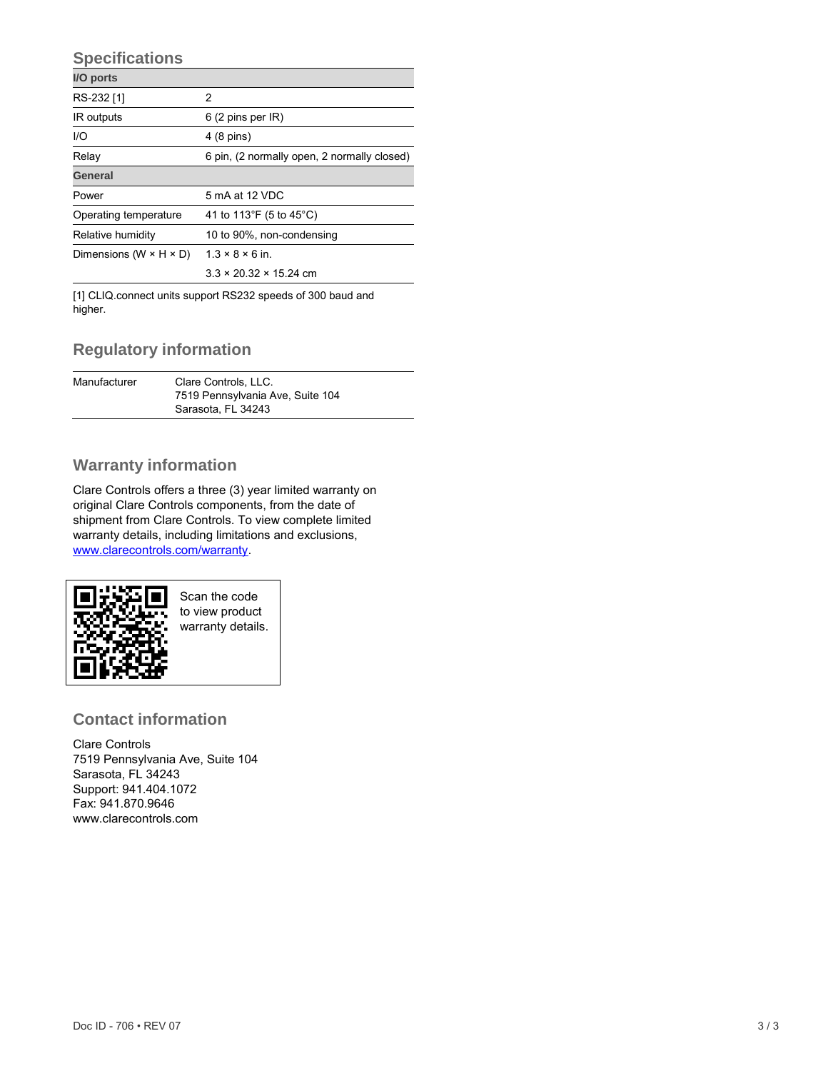## Specifications

| | |
|---|---|
| **I/O ports** | |
| RS-232 [1] | 2 |
| IR outputs | 6 (2 pins per IR) |
| I/O | 4 (8 pins) |
| Relay | 6 pin, (2 normally open, 2 normally closed) |
| **General** | |
| Power | 5 mA at 12 VDC |
| Operating temperature | 41 to 113°F (5 to 45°C) |
| Relative humidity | 10 to 90%, non-condensing |
| Dimensions (W × H × D) | 1.3 × 8 × 6 in. |
| | 3.3 × 20.32 × 15.24 cm |

[1] CLIQ.connect units support RS232 speeds of 300 baud and higher.

## Regulatory information

| | |
|---|---|
| Manufacturer | Clare Controls, LLC.<br>7519 Pennsylvania Ave, Suite 104<br>Sarasota, FL 34243 |

## Warranty information

Clare Controls offers a three (3) year limited warranty on original Clare Controls components, from the date of shipment from Clare Controls. To view complete limited warranty details, including limitations and exclusions, www.clarecontrols.com/warranty.

Scan the code to view product warranty details.

## Contact information

Clare Controls
7519 Pennsylvania Ave, Suite 104
Sarasota, FL 34243
Support: 941.404.1072
Fax: 941.870.9646
www.clarecontrols.com

Doc ID - 706 • REV 07